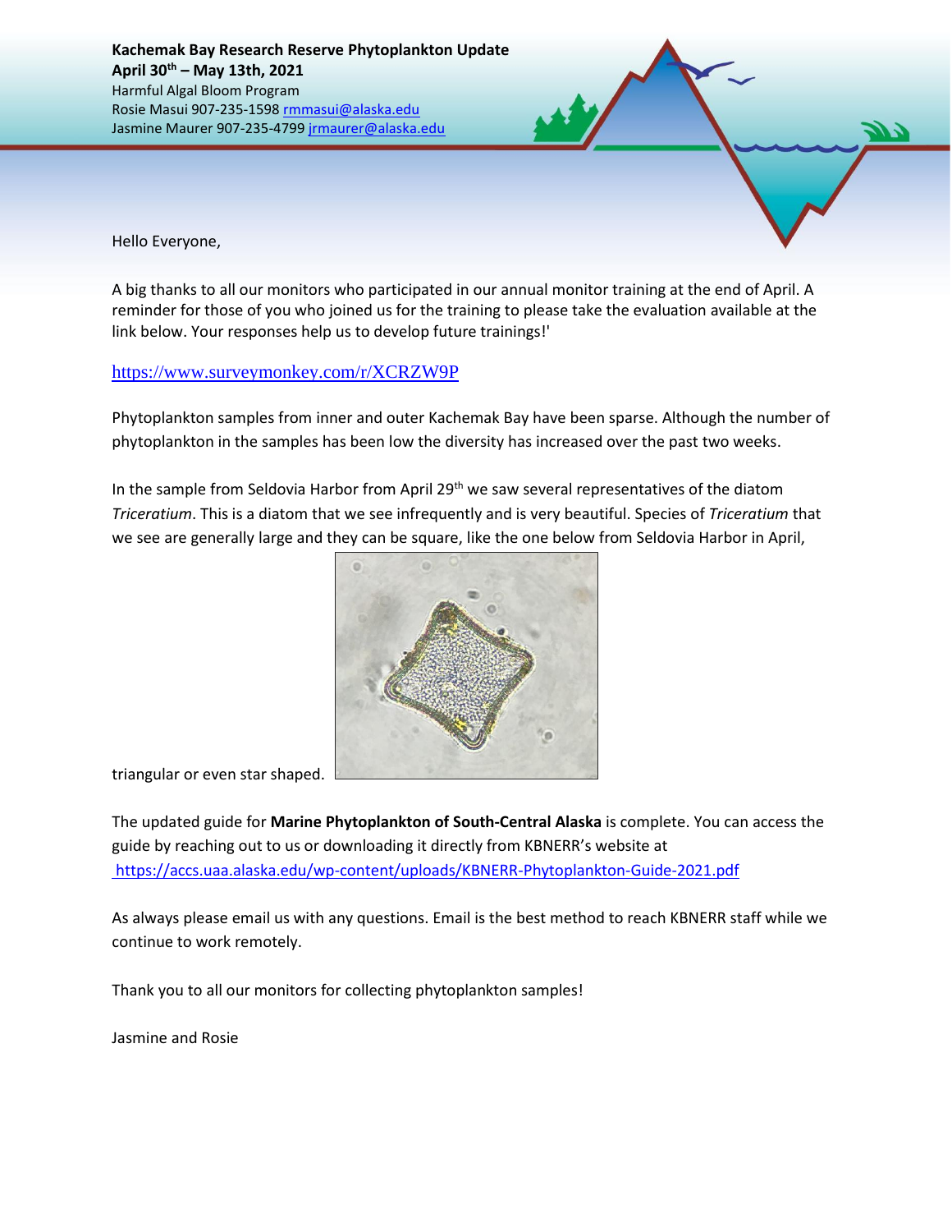**Kachemak Bay Research Reserve Phytoplankton Update**
**April 30th – May 13th, 2021**
Harmful Algal Bloom Program
Rosie Masui 907-235-1598 rmmasui@alaska.edu
Jasmine Maurer 907-235-4799 jrmaurer@alaska.edu

Hello Everyone,

A big thanks to all our monitors who participated in our annual monitor training at the end of April. A reminder for those of you who joined us for the training to please take the evaluation available at the link below. Your responses help us to develop future trainings!'

https://www.surveymonkey.com/r/XCRZW9P

Phytoplankton samples from inner and outer Kachemak Bay have been sparse. Although the number of phytoplankton in the samples has been low the diversity has increased over the past two weeks.

In the sample from Seldovia Harbor from April 29th we saw several representatives of the diatom *Triceratium*. This is a diatom that we see infrequently and is very beautiful. Species of *Triceratium* that we see are generally large and they can be square, like the one below from Seldovia Harbor in April, triangular or even star shaped.

The updated guide for **Marine Phytoplankton of South-Central Alaska** is complete. You can access the guide by reaching out to us or downloading it directly from KBNERR's website at https://accs.uaa.alaska.edu/wp-content/uploads/KBNERR-Phytoplankton-Guide-2021.pdf

As always please email us with any questions. Email is the best method to reach KBNERR staff while we continue to work remotely.

Thank you to all our monitors for collecting phytoplankton samples!

Jasmine and Rosie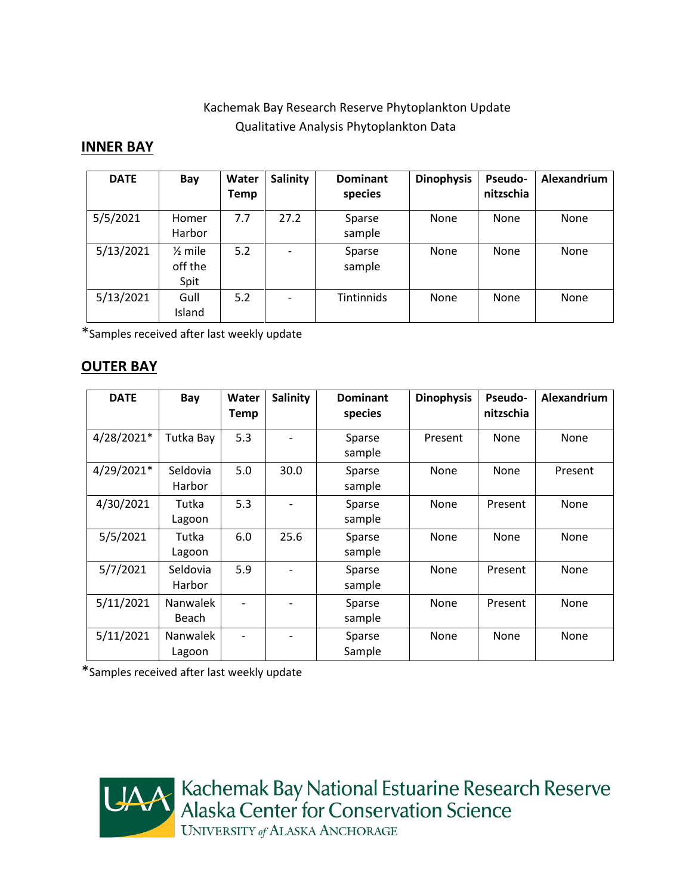Kachemak Bay Research Reserve Phytoplankton Update
Qualitative Analysis Phytoplankton Data

## INNER BAY

| DATE | Bay | Water Temp | Salinity | Dominant species | Dinophysis | Pseudo-nitzschia | Alexandrium |
|---|---|---|---|---|---|---|---|
| 5/5/2021 | Homer Harbor | 7.7 | 27.2 | Sparse sample | None | None | None |
| 5/13/2021 | ½ mile off the Spit | 5.2 | - | Sparse sample | None | None | None |
| 5/13/2021 | Gull Island | 5.2 | - | Tintinnids | None | None | None |

*Samples received after last weekly update

## OUTER BAY

| DATE | Bay | Water Temp | Salinity | Dominant species | Dinophysis | Pseudo-nitzschia | Alexandrium |
|---|---|---|---|---|---|---|---|
| 4/28/2021* | Tutka Bay | 5.3 | - | Sparse sample | Present | None | None |
| 4/29/2021* | Seldovia Harbor | 5.0 | 30.0 | Sparse sample | None | None | Present |
| 4/30/2021 | Tutka Lagoon | 5.3 | - | Sparse sample | None | Present | None |
| 5/5/2021 | Tutka Lagoon | 6.0 | 25.6 | Sparse sample | None | None | None |
| 5/7/2021 | Seldovia Harbor | 5.9 | - | Sparse sample | None | Present | None |
| 5/11/2021 | Nanwalek Beach | - | - | Sparse sample | None | Present | None |
| 5/11/2021 | Nanwalek Lagoon | - | - | Sparse Sample | None | None | None |

*Samples received after last weekly update

Kachemak Bay National Estuarine Research Reserve
Alaska Center for Conservation Science
University of Alaska Anchorage